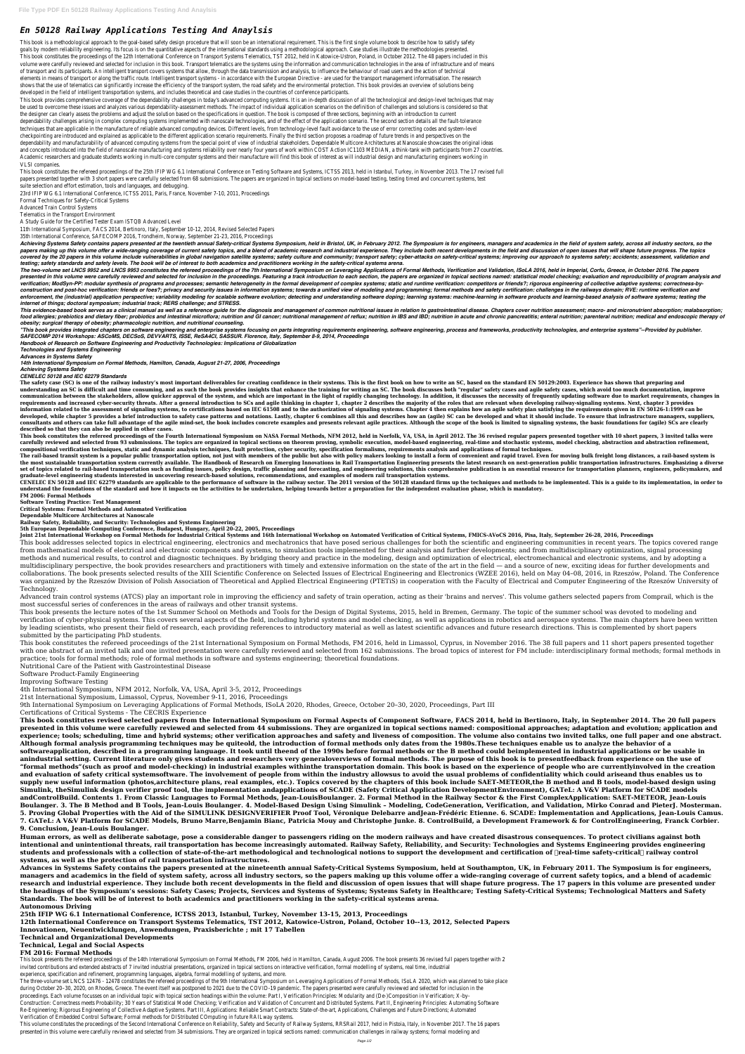# En 50128 Railway Applications Testing And Anaylsis

This book is a methodological approach to the goal-based safety design procedure that will soon be an international requirement. This is the first single volume book to describe how to satisfy safety goals by modern reliability engineering. Its focus is on the quantitative aspects of the international standards using a methodological approach. Case studies illustrate the methodologies presented.

This book constitutes the proceedings of the 12th International Conference on Transport Systems Telematics, TST 2012, held in Katowice-Ustron, Poland, in October 2012. The 48 papers included in this volume were carefully reviewed and selected for inclusion in this book. Transport telematics are the systems using the information and communication technologies in the area of infrastructure and of means of transport and its participants. An intelligent transport covers systems that allow, through the data transmission and analysis, to influence the behaviour of road users and the action of technical elements in means of transport or along the traffic route. Intelligent transport systems - in accordance with the European Directive - are used for the transport management informatisation. The research shows that the use of telematics can significantly increase the efficiency of the transport system, the road safety and the environmental protection. This book provides an overview of solutions being developed in the field of intelligent transportation systems, and includes theoretical and case studies in the countries of conference participants.

This book provides comprehensive coverage of the dependability challenges in today's advanced computing systems. It is an in-depth discussion of all the technological and design-level techniques that may be used to overcome these issues and analyzes various dependability-assessment methods. The impact of individual application scenarios on the definition of challenges and solutions is considered so that the designer can clearly assess the problems and adjust the solution based on the specifications in question. The book is composed of three sections, beginning with an introduction to current dependability challenges arising in complex computing systems implemented with nanoscale technologies, and of the effect of the application scenario. The second section details all the fault-tolerance techniques that are applicable in the manufacture of reliable advanced computing devices. Different levels, from technology-level fault avoidance to the use of error correcting codes and system-level checkpointing are introduced and explained as applicable to the different application scenario requirements. Finally the third section proposes a roadmap of future trends in and perspectives on the dependability and manufacturability of advanced computing systems from the special point of view of industrial stakeholders. Dependable Multicore Architectures at Nanoscale showcases the original ideas and concepts introduced into the field of nanoscale manufacturing and systems reliability over nearly four years of work within COST Action IC1103 MEDIAN, a think-tank with participants from 27 countries. Academic researchers and graduate students working in multi-core computer systems and their manufacture will find this book of interest as will industrial design and manufacturing engineers working in VLSI companies.

This book constitutes the refereed proceedings of the 25th IFIP WG 6.1 International Conference on Testing Software and Systems, ICTSS 2013, held in Istanbul, Turkey, in November 2013. The 17 revised full papers presented together with 3 short papers were carefully selected from 68 submissions. The papers are organized in topical sections on model-based testing, testing timed and concurrent systems, test suite selection and effort estimation, tools and languages, and debugging.

23rd IFIP WG 6.1 International Conference, ICTSS 2011, Paris, France, November 7-10, 2011, Proceedings

Formal Techniques for Safety-Critical Systems

Advanced Train Control Systems

Telematics in the Transport Environment

A Study Guide for the Certified Tester Exam ISTQB Advanced Level

11th International Symposium, FACS 2014, Bertinoro, Italy, September 10-12, 2014, Revised Selected Papers

35th International Conference, SAFECOMP 2016, Trondheim, Norway, September 21-23, 2016, Proceedings

***Achieving Systems Safety contains papers presented at the twentieth annual Safety-critical Systems Symposium, held in Bristol, UK, in February 2012. The Symposium is for engineers, managers and academics in the field of system safety, across all industry sectors, so the papers making up this volume offer a wide-ranging coverage of current safety topics, and a blend of academic research and industrial experience. They include both recent developments in the field and discussion of open issues that will shape future progress. The topics covered by the 20 papers in this volume include vulnerabilities in global navigation satellite systems; safety culture and community; transport safety; cyber-attacks on safety-critical systems; improving our approach to systems safety; accidents; assessment, validation and testing; safety standards and safety levels. The book will be of interest to both academics and practitioners working in the safety-critical systems arena.***

***The two-volume set LNCS 9952 and LNCS 9953 constitutes the refereed proceedings of the 7th International Symposium on Leveraging Applications of Formal Methods, Verification and Validation, ISoLA 2016, held in Imperial, Corfu, Greece, in October 2016. The papers presented in this volume were carefully reviewed and selected for inclusion in the proceedings. Featuring a track introduction to each section, the papers are organized in topical sections named: statistical model checking; evaluation and reproducibility of program analysis and verification; ModSyn-PP: modular synthesis of programs and processes; semantic heterogeneity in the formal development of complex systems; static and runtime verification: competitors or friends?; rigorous engineering of collective adaptive systems; correctness-by-construction and post-hoc verification: friends or foes?; privacy and security issues in information systems; towards a unified view of modeling and programming; formal methods and safety certification: challenges in the railways domain; RVE: runtime verification and enforcement, the (industrial) application perspective; variability modeling for scalable software evolution; detecting and understanding software doping; learning systems: machine-learning in software products and learning-based analysis of software systems; testing the internet of things; doctoral symposium; industrial track; RERS challenge; and STRESS.***

***This evidence-based book serves as a clinical manual as well as a reference guide for the diagnosis and management of common nutritional issues in relation to gastrointestinal disease. Chapters cover nutrition assessment; macro- and micronutrient absorption; malabsorption; food allergies; prebiotics and dietary fiber; probiotics and intestinal microflora; nutrition and GI cancer; nutritional management of reflux; nutrition in IBS and IBD; nutrition in acute and chronic pancreatitis; enteral nutrition; parenteral nutrition; medical and endoscopic therapy of obesity; surgical therapy of obesity; pharmacologic nutrition, and nutritional counseling.***

***"This book provides integrated chapters on software engineering and enterprise systems focusing on parts integrating requirements engineering, software engineering, process and frameworks, productivity technologies, and enterprise systems"--Provided by publisher.***

***SAFECOMP 2014 Workshops: ASCoMS, DECSoS, DEVVARTS, ISSE, ReSA4CI, SASSUR. Florence, Italy, September 8-9, 2014, Proceedings***

***Handbook of Research on Software Engineering and Productivity Technologies: Implications of Globalization***

***Technologies and Systems Engineering***

***Advances in Systems Safety***

***14th International Symposium on Formal Methods, Hamilton, Canada, August 21-27, 2006, Proceedings***

***Achieving Systems Safety***

***CENELEC 50128 and IEC 62279 Standards***

**The safety case (SC) is one of the railway industry's most important deliverables for creating confidence in their systems. This is the first book on how to write an SC, based on the standard EN 50129:2003. Experience has shown that preparing and understanding an SC is difficult and time consuming, and as such the book provides insights that enhance the training for writing an SC. The book discusses both "regular" safety cases and agile safety cases, which avoid too much documentation, improve communication between the stakeholders, allow quicker approval of the system, and which are important in the light of rapidly changing technology. In addition, it discusses the necessity of frequently updating software due to market requirements, changes in requirements and increased cyber-security threats. After a general introduction to SCs and agile thinking in chapter 1, chapter 2 describes the majority of the roles that are relevant when developing railway-signaling systems. Next, chapter 3 provides information related to the assessment of signaling systems, to certifications based on IEC 61508 and to the authorization of signaling systems. Chapter 4 then explains how an agile safety plan satisfying the requirements given in EN 50126-1:1999 can be developed, while chapter 5 provides a brief introduction to safety case patterns and notations. Lastly, chapter 6 combines all this and describes how an (agile) SC can be developed and what it should include. To ensure that infrastructure managers, suppliers, consultants and others can take full advantage of the agile mind-set, the book includes concrete examples and presents relevant agile practices. Although the scope of the book is limited to signaling systems, the basic foundations for (agile) SCs are clearly described so that they can also be applied in other cases.**

**This book constitutes the refereed proceedings of the Fourth International Symposium on NASA Formal Methods, NFM 2012, held in Norfolk, VA, USA, in April 2012. The 36 revised regular papers presented together with 10 short papers, 3 invited talks were carefully reviewed and selected from 93 submissions. The topics are organized in topical sections on theorem proving, symbolic execution, model-based engineering, real-time and stochastic systems, model checking, abstraction and abstraction refinement, compositional verification techniques, static and dynamic analysis techniques, fault protection, cyber security, specification formalisms, requirements analysis and applications of formal techniques.**

**The rail-based transit system is a popular public transportation option, not just with members of the public but also with policy makers looking to install a form of convenient and rapid travel. Even for moving bulk freight long distances, a rail-based system is the most sustainable transportation system currently available. The Handbook of Research on Emerging Innovations in Rail Transportation Engineering presents the latest research on next-generation public transportation infrastructures. Emphasizing a diverse set of topics related to rail-based transportation such as funding issues, policy design, traffic planning and forecasting, and engineering solutions, this comprehensive publication is an essential resource for transportation planners, engineers, policymakers, and graduate-level engineering students interested in uncovering research-based solutions, recommendations, and examples of modern rail transportation systems.**

**CENELEC EN 50128 and IEC 62279 standards are applicable to the performance of software in the railway sector. The 2011 version of the 50128 standard firms up the techniques and methods to be implemented. This is a guide to its implementation, in order to understand the foundations of the standard and how it impacts on the activities to be undertaken, helping towards better a preparation for the independent evaluation phase, which is mandatory.**

**FM 2006: Formal Methods**

**Software Testing Practice: Test Management**

**Critical Systems: Formal Methods and Automated Verification**

**Dependable Multicore Architectures at Nanoscale**

**Railway Safety, Reliability, and Security: Technologies and Systems Engineering**

**5th European Dependable Computing Conference, Budapest, Hungary, April 20-22, 2005, Proceedings**

**Joint 21st International Workshop on Formal Methods for Industrial Critical Systems and 16th International Workshop on Automated Verification of Critical Systems, FMICS-AVoCS 2016, Pisa, Italy, September 26-28, 2016, Proceedings**

This book addresses selected topics in electrical engineering, electronics and mechatronics that have posed serious challenges for both the scientific and engineering communities in recent years. The topics covered range from mathematical models of electrical and electronic components and systems, to simulation tools implemented for their analysis and further developments; and from multidisciplinary optimization, signal processing methods and numerical results, to control and diagnostic techniques. By bridging theory and practice in the modeling, design and optimization of electrical, electromechanical and electronic systems, and by adopting a multidisciplinary perspective, the book provides researchers and practitioners with timely and extensive information on the state of the art in the field — and a source of new, exciting ideas for further developments and collaborations. The book presents selected results of the XIII Scientific Conference on Selected Issues of Electrical Engineering and Electronics (WZEE 2016), held on May 04–08, 2016, in Rzeszów, Poland. The Conference was organized by the Rzeszów Division of Polish Association of Theoretical and Applied Electrical Engineering (PTETiS) in cooperation with the Faculty of Electrical and Computer Engineering of the Rzeszów University of Technology.

Advanced train control systems (ATCS) play an important role in improving the efficiency and safety of train operation, acting as their 'brains and nerves'. This volume gathers selected papers from Comprail, which is the most successful series of conferences in the areas of railways and other transit systems.

This book presents the lecture notes of the 1st Summer School on Methods and Tools for the Design of Digital Systems, 2015, held in Bremen, Germany. The topic of the summer school was devoted to modeling and verification of cyber-physical systems. This covers several aspects of the field, including hybrid systems and model checking, as well as applications in robotics and aerospace systems. The main chapters have been written by leading scientists, who present their field of research, each providing references to introductory material as well as latest scientific advances and future research directions. This is complemented by short papers submitted by the participating PhD students.

This book constitutes the refereed proceedings of the 21st International Symposium on Formal Methods, FM 2016, held in Limassol, Cyprus, in November 2016. The 38 full papers and 11 short papers presented together with one abstract of an invited talk and one invited presentation were carefully reviewed and selected from 162 submissions. The broad topics of interest for FM include: interdisciplinary formal methods; formal methods in practice; tools for formal methods; role of formal methods in software and systems engineering; theoretical foundations.

Nutritional Care of the Patient with Gastrointestinal Disease

Software Product-Family Engineering

Improving Software Testing

4th International Symposium, NFM 2012, Norfolk, VA, USA, April 3-5, 2012, Proceedings

21st International Symposium, Limassol, Cyprus, November 9-11, 2016, Proceedings

9th International Symposium on Leveraging Applications of Formal Methods, ISoLA 2020, Rhodes, Greece, October 20–30, 2020, Proceedings, Part III

Certifications of Critical Systems - The CECRIS Experience

**This book constitutes revised selected papers from the International Symposium on Formal Aspects of Component Software, FACS 2014, held in Bertinoro, Italy, in September 2014. The 20 full papers presented in this volume were carefully reviewed and selected from 44 submissions. They are organized in topical sections named: compositional approaches; adaptation and evolution; application and experience; tools; scheduling, time and hybrid systems; other verification approaches and safety and liveness of composition. The volume also contains two invited talks, one full paper and one abstract.**

**Although formal analysis programming techniques may be quiteold, the introduction of formal methods only dates from the 1980s.These techniques enable us to analyze the behavior of a softwareapplication, described in a programming language. It took until theend of the 1990s before formal methods or the B method could beimplemented in industrial applications or be usable in anindustrial setting. Current literature only gives students and researchers very generaloverviews of formal methods. The purpose of this book is to presentfeedback from experience on the use of "formal methods"(such as proof and model-checking) in industrial examples withinthe transportation domain. This book is based on the experience of people who are currentlyinvolved in the creation and evaluation of safety critical systemsoftware. The involvement of people from within the industry allowsus to avoid the usual problems of confidentiality which could ariseand thus enables us to supply new useful information (photos,architecture plans, real examples, etc.). Topics covered by the chapters of this book include SAET-METEOR,the B method and B tools, model-based design using Simulink, theSimulink design verifier proof tool, the implementation andapplications of SCADE (Safety Critical Application DevelopmentEnvironment), GATeL: A V&V Platform for SCADE models andControlBuild. Contents 1. From Classic Languages to Formal Methods, Jean-LouisBoulanger. 2. Formal Method in the Railway Sector & the First ComplexApplication: SAET-METEOR, Jean-Louis Boulanger. 3. The B Method and B Tools, Jean-Louis Boulanger. 4. Model-Based Design Using Simulink – Modeling, CodeGeneration, Verification, and Validation, Mirko Conrad and PieterJ. Mosterman. 5. Proving Global Properties with the Aid of the SIMULINK DESIGNVERIFIER Proof Tool, Véronique Delebarre andJean-Frédéric Etienne. 6. SCADE: Implementation and Applications, Jean-Louis Camus. 7. GATeL: A V&V Platform for SCADE Models, Bruno Marre,Benjamin Bianc, Patricia Mouy and Christophe Junke. 8. ControlBuild, a Development Framework & for ControlEngineering, Franck Corbier. 9. Conclusion, Jean-Louis Boulanger.**

**Human errors, as well as deliberate sabotage, pose a considerable danger to passengers riding on the modern railways and have created disastrous consequences. To protect civilians against both intentional and unintentional threats, rail transportation has become increasingly automated. Railway Safety, Reliability, and Security: Technologies and Systems Engineering provides engineering students and professionals with a collection of state-of-the-art methodological and technological notions to support the development and certification of real-time safety-critical railway control systems, as well as the protection of rail transportation infrastructures.**

**Advances in Systems Safety contains the papers presented at the nineteenth annual Safety-Critical Systems Symposium, held at Southampton, UK, in February 2011. The Symposium is for engineers, managers and academics in the field of system safety, across all industry sectors, so the papers making up this volume offer a wide-ranging coverage of current safety topics, and a blend of academic research and industrial experience. They include both recent developments in the field and discussion of open issues that will shape future progress. The 17 papers in this volume are presented under the headings of the Symposium's sessions: Safety Cases; Projects, Services and Systems of Systems; Systems Safety in Healthcare; Testing Safety-Critical Systems; Technological Matters and Safety Standards. The book will be of interest to both academics and practitioners working in the safety-critical systems arena.**

**Autonomous Driving**

**25th IFIP WG 6.1 International Conference, ICTSS 2013, Istanbul, Turkey, November 13-15, 2013, Proceedings**

**12th International Conference on Transport Systems Telematics, TST 2012, Katowice-Ustron, Poland, October 10--13, 2012, Selected Papers**

**Innovationen, Neuentwicklungen, Anwendungen, Praxisberichte ; mit 17 Tabellen**

**Technical and Organizational Developments**

**Technical, Legal and Social Aspects**

**FM 2016: Formal Methods**

This book presents the refereed proceedings of the 14th International Symposium on Formal Methods, FM 2006, held in Hamilton, Canada, August 2006. The book presents 36 revised full papers together with 2 invited contributions and extended abstracts of 7 invited industrial presentations, organized in topical sections on interactive verification, formal modelling of systems, real time, industrial experience, specification and refinement, programming languages, algebra, formal modelling of systems, and more.

The three-volume set LNCS 12476 - 12478 constitutes the refereed proceedings of the 9th International Symposium on Leveraging Applications of Formal Methods, ISoLA 2020, which was planned to take place during October 20–30, 2020, on Rhodes, Greece. The event itself was postponed to 2021 due to the COVID-19 pandemic. The papers presented were carefully reviewed and selected for inclusion in the proceedings. Each volume focusses on an individual topic with topical section headings within the volume: Part I, Verification Principles: Modularity and (De-)Composition in Verification; X-by-Construction: Correctness meets Probability; 30 Years of Statistical Model Checking; Verification and Validation of Concurrent and Distributed Systems. Part II, Engineering Principles: Automating Software Re-Engineering; Rigorous Engineering of Collective Adaptive Systems. Part III, Applications: Reliable Smart Contracts: State-of-the-art, Applications, Challenges and Future Directions; Automated Verification of Embedded Control Software; Formal methods for DIStributed COmputing in future RAILway systems.

This volume constitutes the proceedings of the Second International Conference on Reliability, Safety and Security of Railway Systems, RSSRail 2017, held in Pistoia, Italy, in November 2017. The 16 papers presented in this volume were carefully reviewed and selected from 34 submissions. They are organized in topical sections named: communication challenges in railway systems; formal modelling and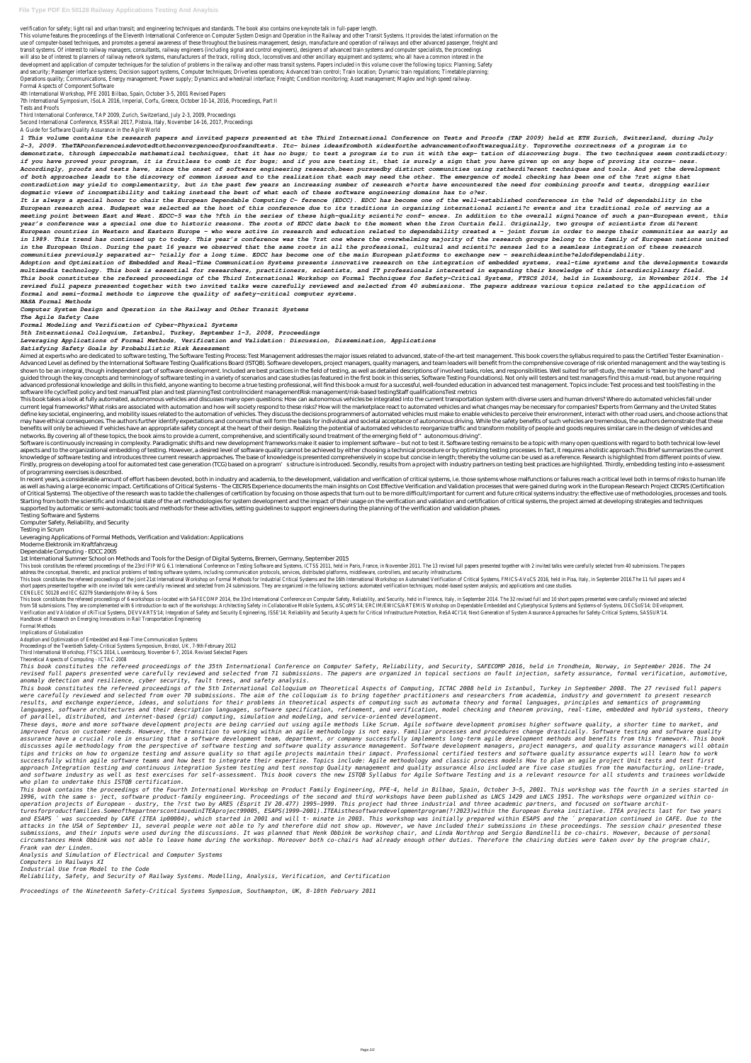verification for safety; light rail and urban transit; and engineering techniques and standards. The book also contains one keynote talk in full-paper length.

This volume features the proceedings of the Eleventh International Conference on Computer System Design and Operation in the Railway and other Transit Systems. It provides the latest information on the use of computer-based techniques, and promotes a general awareness of these throughout the business management, design, manufacture and operation of railways and other advanced passenger, freight and transit systems. Of interest to railway managers, consultants, railway engineers (including signal and control engineers), designers of advanced train systems and computer specialists, the proceedings will also be of interest to planners of railway network systems, manufacturers of the track, rolling stock, locomotives and other ancillary equipment and systems; who all have a common interest in the development and application of computer techniques for the solution of problems in the railway and other mass transit systems. Papers included in this volume cover the following topics: Planning; Safety and security; Passenger interface systems; Decision support systems, Computer techniques; Driverless operations; Advanced train control; Train location; Dynamic train regulations; Timetable planning; Operations quality; Communications, Energy management; Power supply; Dynamics and wheel/rail interface; Freight; Condition monitoring; Asset management; Maglev and high speed railway.

Formal Aspects of Component Software

4th International Workshop, PFE 2001 Bilbao, Spain, October 3-5, 2001 Revised Papers

7th International Symposium, ISoLA 2016, Imperial, Corfu, Greece, October 10-14, 2016, Proceedings, Part II

Tests and Proofs

Third International Conference, TAP 2009, Zurich, Switzerland, July 2-3, 2009, Proceedings

Second International Conference, RSSRail 2017, Pistoia, Italy, November 14-16, 2017, Proceedings

A Guide for Software Quality Assurance in the Agile World

*1 This volume contains the research papers and invited papers presented at the Third International Conference on Tests and Proofs (TAP 2009) held at ETH Zurich, Switzerland, during July 2–3, 2009. TheTAPconferenceisdevotedtotheconvergenceofproofsandtests. Itc- bines ideasfromboth sidesforthe advancementofsoftwarequality. Toprovethe correctness of a program is to demonstrate, through impeccable mathematical techniques, that it has no bugs; to test a program is to run it with the exp- tation of discovering bugs. The two techniques seem contradictory: if you have proved your program, it is fruitless to comb it for bugs; and if you are testing it, that is surely a sign that you have given up on any hope of proving its corre- ness. Accordingly, proofs and tests have, since the onset of software engineering research,been pursuedby distinct communities using ratherdi?erent techniques and tools. And yet the development of both approaches leads to the discovery of common issues and to the realization that each may need the other. The emergence of model checking has been one of the ?rst signs that contradiction may yield to complementarity, but in the past few years an increasing number of research e?orts have encountered the need for combining proofs and tests, dropping earlier dogmatic views of incompatibility and taking instead the best of what each of these software engineering domains has to o?er.*

*It is always a special honor to chair the European Dependable Computing C- ference (EDCC). EDCC has become one of the well-established conferences in the ?eld of dependability in the European research area. Budapest was selected as the host of this conference due to its traditions in organizing international scienti?c events and its traditional role of serving as a meeting point between East and West. EDCC-5 was the ?fth in the series of these high-quality scienti?c conf- ences. In addition to the overall signi?cance of such a pan-European event, this year's conference was a special one due to historic reasons. The roots of EDCC date back to the moment when the Iron Curtain fell. Originally, two groups of scientists from di?erent European countries in Western and Eastern Europe – who were active in research and education related to dependability created a – joint forum in order to merge their communities as early as in 1989. This trend has continued up to today. This year's conference was the ?rst one where the overwhelming majority of the research groups belong to the family of European nations united in the European Union. During the past 16 years we observed that the same roots in all the professional, cultural and scienti?c senses led to a seamless integration of these research communities previously separated ar- ?cially for a long time. EDCC has become one of the main European platforms to exchange new – searchideasinthe?eldofdependability.*

*Adoption and Optimization of Embedded and Real-Time Communication Systems presents innovative research on the integration of embedded systems, real-time systems and the developments towards multimedia technology. This book is essential for researchers, practitioners, scientists, and IT professionals interested in expanding their knowledge of this interdisciplinary field.*

*This book constitutes the refereed proceedings of the Third International Workshop on Formal Techniques for Safety-Critical Systems, FTSCS 2014, held in Luxembourg, in November 2014. The 14 revised full papers presented together with two invited talks were carefully reviewed and selected from 40 submissions. The papers address various topics related to the application of formal and semi-formal methods to improve the quality of safety-critical computer systems.*

*NASA Formal Methods*

*Computer System Design and Operation in the Railway and Other Transit Systems*

*The Agile Safety Case*

*Formal Modeling and Verification of Cyber-Physical Systems*

*5th International Colloquium, Istanbul, Turkey, September 1-3, 2008, Proceedings*

*Leveraging Applications of Formal Methods, Verification and Validation: Discussion, Dissemination, Applications*

*Satisfying Safety Goals by Probabilistic Risk Assessment*

Aimed at experts who are dedicated to software testing, The Software Testing Process: Test Management addresses the major issues related to advanced, state-of-the-art test management. This book covers the syllabus required to pass the Certified Tester Examination - Advanced Level as defined by the International Software Testing Qualifications Board (ISTQB). Software developers, project managers, quality managers, and team leaders will benefit from the comprehensive coverage of risk oriented management and the way testing is shown to be an integral, though independent part of software development. Included are best practices in the field of testing, as well as detailed descriptions of involved tasks, roles, and responsibilities. Well suited for self-study, the reader is "taken by the hand" and guided through the key concepts and terminology of software testing in a variety of scenarios and case studies (as featured in the first book in this series, Software Testing Foundations). Not only will testers and test managers find this a must-read, but anyone requiring advanced professional knowledge and skills in this field, anyone wanting to become a true testing professional, will find this book a must for a successful, well-founded education in advanced test management. Topics include: Test process and test toolsTesting in the software life cycleTest policy and test manualTest plan and test planningTest controlIncident managementRisk management/risk-based testingStaff qualificationsTest metrics

This book takes a look at fully automated, autonomous vehicles and discusses many open questions: How can autonomous vehicles be integrated into the current transportation system with diverse users and human drivers? Where do automated vehicles fall under current legal frameworks? What risks are associated with automation and how will society respond to these risks? How will the marketplace react to automated vehicles and what changes may be necessary for companies? Experts from Germany and the United States define key societal, engineering, and mobility issues related to the automation of vehicles. They discuss the decisions programmers of automated vehicles must make to enable vehicles to perceive their environment, interact with other road users, and choose actions that may have ethical consequences. The authors further identify expectations and concerns that will form the basis for individual and societal acceptance of autonomous driving. While the safety benefits of such vehicles are tremendous, the authors demonstrate that these benefits will only be achieved if vehicles have an appropriate safety concept at the heart of their design. Realizing the potential of automated vehicles to reorganize traffic and transform mobility of people and goods requires similar care in the design of vehicles and networks. By covering all of these topics, the book aims to provide a current, comprehensive, and scientifically sound treatment of the emerging field of "autonomous driving".

Software is continuously increasing in complexity. Paradigmatic shifts and new development frameworks make it easier to implement software – but not to test it. Software testing remains to be a topic with many open questions with regard to both technical low-level aspects and to the organizational embedding of testing. However, a desired level of software quality cannot be achieved by either choosing a technical procedure or by optimizing testing processes. In fact, it requires a holistic approach.This Brief summarizes the current knowledge of software testing and introduces three current research approaches. The base of knowledge is presented comprehensively in scope but concise in length; thereby the volume can be used as a reference. Research is highlighted from different points of view. Firstly, progress on developing a tool for automated test case generation (TCG) based on a program's structure is introduced. Secondly, results from a project with industry partners on testing best practices are highlighted. Thirdly, embedding testing into e-assessment of programming exercises is described.

In recent years, a considerable amount of effort has been devoted, both in industry and academia, to the development, validation and verification of critical systems, i.e. those systems whose malfunctions or failures reach a critical level both in terms of risks to human life as well as having a large economic impact. Certifications of Critical Systems - The CECRIS Experience documents the main insights on Cost Effective Verification and Validation processes that were gained during work in the European Research Project CECRIS (Certification of Critical Systems). The objective of the research was to tackle the challenges of certification by focusing on those aspects that turn out to be more difficult/important for current and future critical systems industry: the effective use of methodologies, processes and tools. Starting from both the scientific and industrial state of the art methodologies for system development and the impact of their usage on the verification and validation and certification of critical systems, the project aimed at developing strategies and techniques supported by automatic or semi-automatic tools and methods for these activities, setting guidelines to support engineers during the planning of the verification and validation phases.

Testing Software and Systems

Computer Safety, Reliability, and Security

Testing in Scrum

Leveraging Applications of Formal Methods, Verification and Validation: Applications

Moderne Elektronik im Kraftfahrzeug

Dependable Computing - EDCC 2005

1st International Summer School on Methods and Tools for the Design of Digital Systems, Bremen, Germany, September 2015

This book constitutes the refereed proceedings of the 23rd IFIP WG 6.1 International Conference on Testing Software and Systems, ICTSS 2011, held in Paris, France, in November 2011. The 13 revised full papers presented together with 2 invited talks were carefully selected from 40 submissions. The papers address the conceptual, theoretic, and practical problems of testing software systems, including communication protocols, services, distributed platforms, middleware, controllers, and security infrastructures.

This book constitutes the refereed proceedings of the Joint 21st International Workshop on Formal Methods for Industrial Critical Systems and the 16th International Workshop on Automated Verification of Critical Systems, FMICS-AVoCS 2016, held in Pisa, Italy, in September 2016.The 11 full papers and 4 short papers presented together with one invited talk were carefully reviewed and selected from 24 submissions. They are organized in the following sections: automated verification techniques; model-based system analysis; and applications and case studies.

CENELEC 50128 and IEC 62279 StandardsJohn Wiley & Sons

This book constitutes the refereed proceedings of 6 workshops co-located with SAFECOMP 2014, the 33rd International Conference on Computer Safety, Reliability, and Security, held in Florence, Italy, in September 2014. The 32 revised full and 10 short papers presented were carefully reviewed and selected from 58 submissions. They are complemented with 6 introduction to each of the workshops: Architecting Safety in Collaborative Mobile Systems, ASCoMS'14; ERCIM/EWICS/ARTEMIS Workshop on Dependable Embedded and Cyberphysical Systems and Systems-of-Systems, DECSoS'14; DEvelopment, Verification and VAlidation of cRITical Systems, DEVVARTS'14; Integration of Safety and Security Engineering, ISSE'14; Reliability and Security Aspects for Critical Infrastructure Protection, ReSA4CI'14; Next Generation of System Assurance Approaches for Safety-Critical Systems, SASSUR'14.

Handbook of Research on Emerging Innovations in Rail Transportation Engineering

Formal Methods

Implications of Globalization

Adoption and Optimization of Embedded and Real-Time Communication Systems

Proceedings of the Twentieth Safety-Critical Systems Symposium, Bristol, UK, 7-9th February 2012

Third International Workshop, FTSCS 2014, Luxembourg, November 6-7, 2014. Revised Selected Papers

Theoretical Aspects of Computing - ICTAC 2008

*This book constitutes the refereed proceedings of the 35th International Conference on Computer Safety, Reliability, and Security, SAFECOMP 2016, held in Trondheim, Norway, in September 2016. The 24 revised full papers presented were carefully reviewed and selected from 71 submissions. The papers are organized in topical sections on fault injection, safety assurance, formal verification, automotive, anomaly detection and resilience, cyber security, fault trees, and safety analysis.*

*This book constitutes the refereed proceedings of the 5th International Colloquium on Theoretical Aspects of Computing, ICTAC 2008 held in Istanbul, Turkey in September 2008. The 27 revised full papers were carefully reviewed and selected from over 70 submissions. The aim of the colloquium is to bring together practitioners and researchers from academia, industry and government to present research results, and exchange experience, ideas, and solutions for their problems in theoretical aspects of computing such as automata theory and formal languages, principles and semantics of programming languages, software architectures and their description languages, software specification, refinement, and verification, model checking and theorem proving, real-time, embedded and hybrid systems, theory of parallel, distributed, and internet-based (grid) computing, simulation and modeling, and service-oriented development.*

*These days, more and more software development projects are being carried out using agile methods like Scrum. Agile software development promises higher software quality, a shorter time to market, and improved focus on customer needs. However, the transition to working within an agile methodology is not easy. Familiar processes and procedures change drastically. Software testing and software quality assurance have a crucial role in ensuring that a software development team, department, or company successfully implements long-term agile development methods and benefits from this framework. This book discusses agile methodology from the perspective of software testing and software quality assurance management. Software development managers, project managers, and quality assurance managers will obtain tips and tricks on how to organize testing and assure quality so that agile projects maintain their impact. Professional certified testers and software quality assurance experts will learn how to work successfully within agile software teams and how best to integrate their expertise. Topics include: Agile methodology and classic process models How to plan an agile project Unit tests and test first approach Integration testing and continuous integration System testing and test nonstop Quality management and quality assurance Also included are five case studies from the manufacturing, online-trade, and software industry as well as test exercises for self-assessment. This book covers the new ISTQB Syllabus for Agile Software Testing and is a relevant resource for all students and trainees worldwide who plan to undertake this ISTQB certification.*

*This book contains the proceedings of the Fourth International Workshop on Product Family Engineering, PFE-4, held in Bilbao, Spain, October 3–5, 2001. This workshop was the fourth in a series started in 1996, with the same s- ject, software product-family engineering. Proceedings of the second and third workshops have been published as LNCS 1429 and LNCS 1951. The workshops were organized within co-operation projects of European - dustry, the ?rst two by ARES (Esprit IV 20.477) 1995–1999. This project had three industrial and three academic partners, and focused on software archit- turesforproductfamilies.Someofthepartnerscontinuedin ITEAproject99005, ESAPS(1999–2001).ITEAisthesoftwaredevelopmentprogram(?!2023)within the European Eureka initiative. ITEA projects last for two years and ESAPS ′ was succeeded by CAFE (ITEA ip00004), which started in 2001 and will t- minate in 2003. This workshop was initially prepared within ESAPS and the ′ preparation continued in CAFE. Due to the attacks in the USA of September 11, several people were not able to ?y and therefore did not show up. However, we have included their submissions in these proceedings. The session chair presented these submissions, and their inputs were used during the discussions. It was planned that Henk Obbink be workshop chair, and Linda Northrop and Sergio Bandinelli be co-chairs. However, because of personal circumstances Henk Obbink was not able to leave home during the workshop. Moreover both co-chairs had already enough other duties. Therefore the chairing duties were taken over by the program chair, Frank van der Linden.*

*Analysis and Simulation of Electrical and Computer Systems*

*Computers in Railways XI*

*Industrial Use from Model to the Code*

*Reliability, Safety, and Security of Railway Systems. Modelling, Analysis, Verification, and Certification*

*Proceedings of the Nineteenth Safety-Critical Systems Symposium, Southampton, UK, 8-10th February 2011*